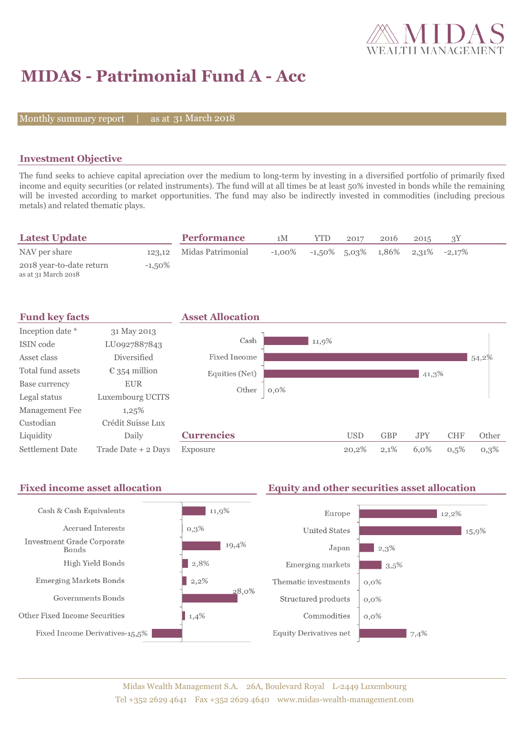# MIDAS - Patrimonial Fund A - Acc

Monthly summary report | as at 31 March 2018

## Investment Objective

The fund seeks to achieve capital apreciation over the medium to long-term by investing in a diversified portfolio of primarily fixed income and equity securities (or related instruments). The fund will at all times be at least 50% invested in bonds while the remaining will be invested according to market opportunities. The fund may also be indirectly invested in commodities (including precious metals) and related thematic plays.

## Latest Update

| | |
|---|---|
| NAV per share | 123,12 |
| 2018 year-to-date return<br>as at 31 March 2018 | -1,50% |

## Performance

| | 1M | YTD | 2017 | 2016 | 2015 | 3Y |
|---|---|---|---|---|---|---|
| Midas Patrimonial | -1,00% | -1,50% | 5,03% | 1,86% | 2,31% | -2,17% |

## Fund key facts

| | |
|---|---|
| Inception date * | 31 May 2013 |
| ISIN code | LU0927887843 |
| Asset class | Diversified |
| Total fund assets | € 354 million |
| Base currency | EUR |
| Legal status | Luxembourg UCITS |
| Management Fee | 1,25% |
| Custodian | Crédit Suisse Lux |
| Liquidity | Daily |
| Settlement Date | Trade Date + 2 Days |

## Asset Allocation

| | |
|---|---|
| Cash | 11,9% |
| Fixed Income | 54,2% |
| Equities (Net) | 41,3% |
| Other | 0,0% |

## Currencies

| | USD | GBP | JPY | CHF | Other |
|---|---|---|---|---|---|
| Exposure | 20,2% | 2,1% | 6,0% | 0,5% | 0,3% |

## Fixed income asset allocation

| | |
|---|---|
| Cash & Cash Equivalents | 11,9% |
| Accrued Interests | 0,3% |
| Investment Grade Corporate Bonds | 19,4% |
| High Yield Bonds | 2,8% |
| Emerging Markets Bonds | 2,2% |
| Governments Bonds | 28,0% |
| Other Fixed Income Securities | 1,4% |
| Fixed Income Derivatives | -15,5% |

## Equity and other securities asset allocation

| | |
|---|---|
| Europe | 12,2% |
| United States | 15,9% |
| Japan | 2,3% |
| Emerging markets | 3,5% |
| Thematic investments | 0,0% |
| Structured products | 0,0% |
| Commodities | 0,0% |
| Equity Derivatives net | 7,4% |

Midas Wealth Management S.A. 26A, Boulevard Royal L-2449 Luxembourg
Tel +352 2629 4641 Fax +352 2629 4640 www.midas-wealth-management.com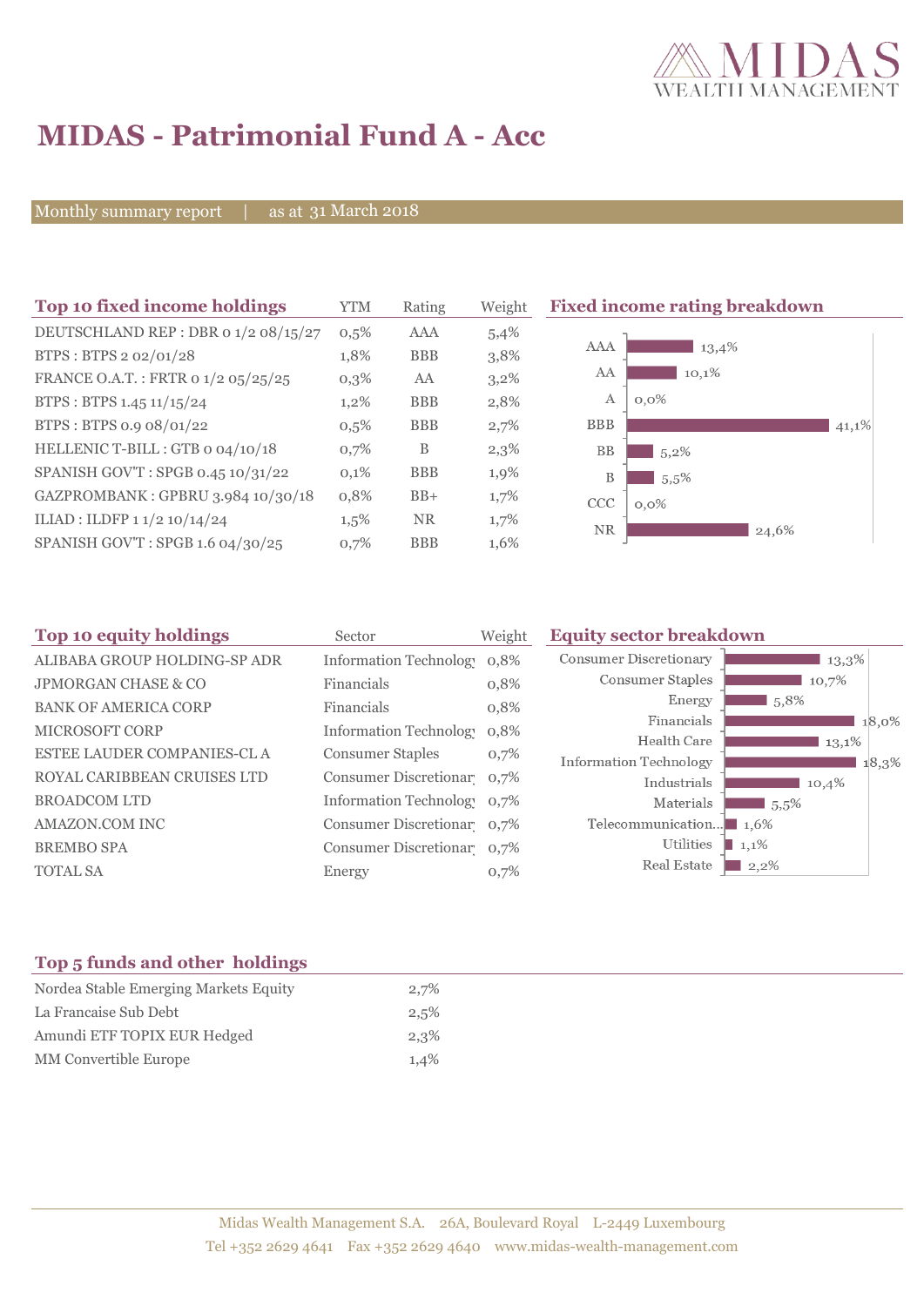# MIDAS - Patrimonial Fund A - Acc

Monthly summary report | as at 31 March 2018

## Top 10 fixed income holdings

| Top 10 fixed income holdings | YTM | Rating | Weight |
|---|---|---|---|
| DEUTSCHLAND REP : DBR 0 1/2 08/15/27 | 0,5% | AAA | 5,4% |
| BTPS : BTPS 2 02/01/28 | 1,8% | BBB | 3,8% |
| FRANCE O.A.T. : FRTR 0 1/2 05/25/25 | 0,3% | AA | 3,2% |
| BTPS : BTPS 1.45 11/15/24 | 1,2% | BBB | 2,8% |
| BTPS : BTPS 0.9 08/01/22 | 0,5% | BBB | 2,7% |
| HELLENIC T-BILL : GTB 0 04/10/18 | 0,7% | B | 2,3% |
| SPANISH GOV'T : SPGB 0.45 10/31/22 | 0,1% | BBB | 1,9% |
| GAZPROMBANK : GPBRU 3.984 10/30/18 | 0,8% | BB+ | 1,7% |
| ILIAD : ILDFP 1 1/2 10/14/24 | 1,5% | NR | 1,7% |
| SPANISH GOV'T : SPGB 1.6 04/30/25 | 0,7% | BBB | 1,6% |

## Fixed income rating breakdown

| Rating | Weight |
|---|---|
| AAA | 13,4% |
| AA | 10,1% |
| A | 0,0% |
| BBB | 41,1% |
| BB | 5,2% |
| B | 5,5% |
| CCC | 0,0% |
| NR | 24,6% |

## Top 10 equity holdings

| Top 10 equity holdings | Sector | Weight |
|---|---|---|
| ALIBABA GROUP HOLDING-SP ADR | Information Technology | 0,8% |
| JPMORGAN CHASE & CO | Financials | 0,8% |
| BANK OF AMERICA CORP | Financials | 0,8% |
| MICROSOFT CORP | Information Technology | 0,8% |
| ESTEE LAUDER COMPANIES-CL A | Consumer Staples | 0,7% |
| ROYAL CARIBBEAN CRUISES LTD | Consumer Discretionary | 0,7% |
| BROADCOM LTD | Information Technology | 0,7% |
| AMAZON.COM INC | Consumer Discretionary | 0,7% |
| BREMBO SPA | Consumer Discretionary | 0,7% |
| TOTAL SA | Energy | 0,7% |

## Equity sector breakdown

| Sector | Weight |
|---|---|
| Consumer Discretionary | 13,3% |
| Consumer Staples | 10,7% |
| Energy | 5,8% |
| Financials | 18,0% |
| Health Care | 13,1% |
| Information Technology | 18,3% |
| Industrials | 10,4% |
| Materials | 5,5% |
| Telecommunication... | 1,6% |
| Utilities | 1,1% |
| Real Estate | 2,2% |

## Top 5 funds and other holdings

| Top 5 funds and other holdings | |
|---|---|
| Nordea Stable Emerging Markets Equity | 2,7% |
| La Francaise Sub Debt | 2,5% |
| Amundi ETF TOPIX EUR Hedged | 2,3% |
| MM Convertible Europe | 1,4% |

Midas Wealth Management S.A. 26A, Boulevard Royal L-2449 Luxembourg
Tel +352 2629 4641 Fax +352 2629 4640 www.midas-wealth-management.com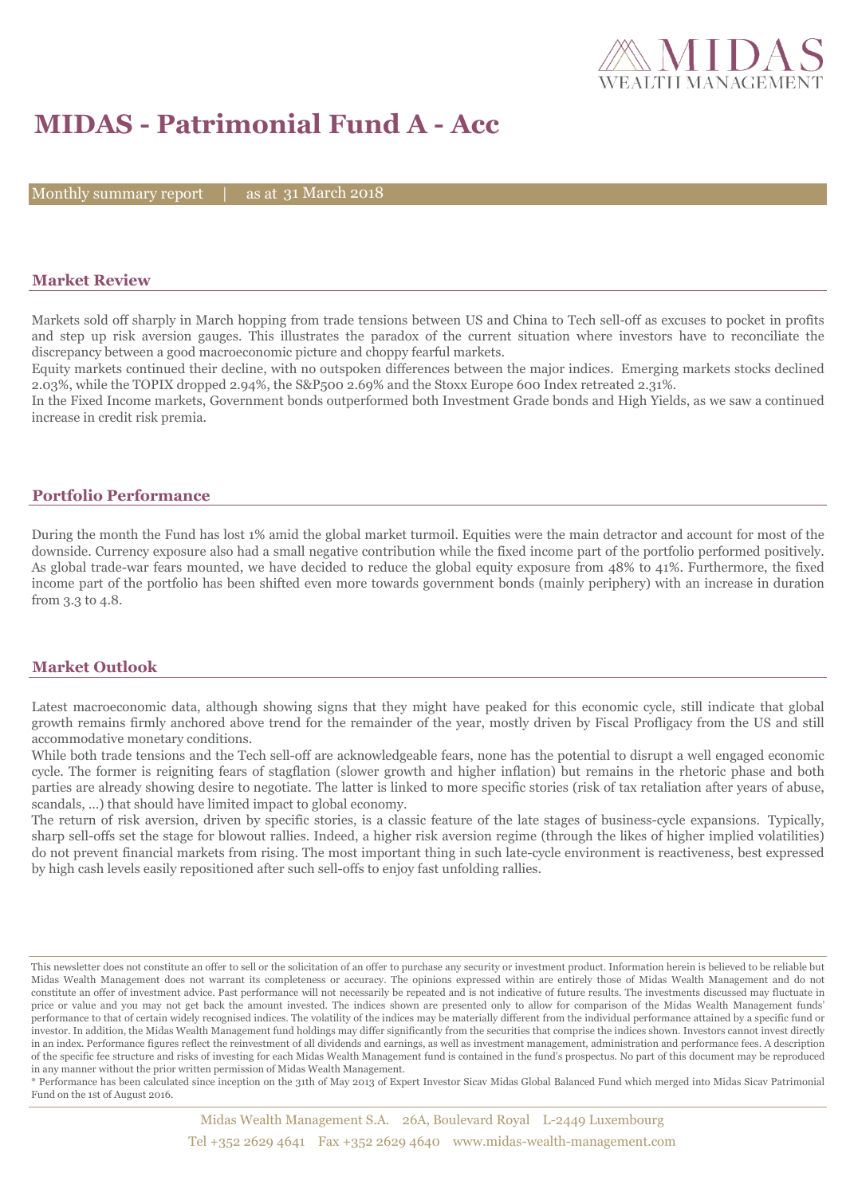# MIDAS - Patrimonial Fund A - Acc

Monthly summary report | as at 31 March 2018

## Market Review

Markets sold off sharply in March hopping from trade tensions between US and China to Tech sell-off as excuses to pocket in profits and step up risk aversion gauges. This illustrates the paradox of the current situation where investors have to reconciliate the discrepancy between a good macroeconomic picture and choppy fearful markets.

Equity markets continued their decline, with no outspoken differences between the major indices. Emerging markets stocks declined 2.03%, while the TOPIX dropped 2.94%, the S&P500 2.69% and the Stoxx Europe 600 Index retreated 2.31%.

In the Fixed Income markets, Government bonds outperformed both Investment Grade bonds and High Yields, as we saw a continued increase in credit risk premia.

## Portfolio Performance

During the month the Fund has lost 1% amid the global market turmoil. Equities were the main detractor and account for most of the downside. Currency exposure also had a small negative contribution while the fixed income part of the portfolio performed positively. As global trade-war fears mounted, we have decided to reduce the global equity exposure from 48% to 41%. Furthermore, the fixed income part of the portfolio has been shifted even more towards government bonds (mainly periphery) with an increase in duration from 3.3 to 4.8.

## Market Outlook

Latest macroeconomic data, although showing signs that they might have peaked for this economic cycle, still indicate that global growth remains firmly anchored above trend for the remainder of the year, mostly driven by Fiscal Profligacy from the US and still accommodative monetary conditions.

While both trade tensions and the Tech sell-off are acknowledgeable fears, none has the potential to disrupt a well engaged economic cycle. The former is reigniting fears of stagflation (slower growth and higher inflation) but remains in the rhetoric phase and both parties are already showing desire to negotiate. The latter is linked to more specific stories (risk of tax retaliation after years of abuse, scandals, …) that should have limited impact to global economy.

The return of risk aversion, driven by specific stories, is a classic feature of the late stages of business-cycle expansions. Typically, sharp sell-offs set the stage for blowout rallies. Indeed, a higher risk aversion regime (through the likes of higher implied volatilities) do not prevent financial markets from rising. The most important thing in such late-cycle environment is reactiveness, best expressed by high cash levels easily repositioned after such sell-offs to enjoy fast unfolding rallies.

This newsletter does not constitute an offer to sell or the solicitation of an offer to purchase any security or investment product. Information herein is believed to be reliable but Midas Wealth Management does not warrant its completeness or accuracy. The opinions expressed within are entirely those of Midas Wealth Management and do not constitute an offer of investment advice. Past performance will not necessarily be repeated and is not indicative of future results. The investments discussed may fluctuate in price or value and you may not get back the amount invested. The indices shown are presented only to allow for comparison of the Midas Wealth Management funds' performance to that of certain widely recognised indices. The volatility of the indices may be materially different from the individual performance attained by a specific fund or investor. In addition, the Midas Wealth Management fund holdings may differ significantly from the securities that comprise the indices shown. Investors cannot invest directly in an index. Performance figures reflect the reinvestment of all dividends and earnings, as well as investment management, administration and performance fees. A description of the specific fee structure and risks of investing for each Midas Wealth Management fund is contained in the fund's prospectus. No part of this document may be reproduced in any manner without the prior written permission of Midas Wealth Management.

* Performance has been calculated since inception on the 31th of May 2013 of Expert Investor Sicav Midas Global Balanced Fund which merged into Midas Sicav Patrimonial Fund on the 1st of August 2016.

Midas Wealth Management S.A. 26A, Boulevard Royal L-2449 Luxembourg

Tel +352 2629 4641 Fax +352 2629 4640 www.midas-wealth-management.com